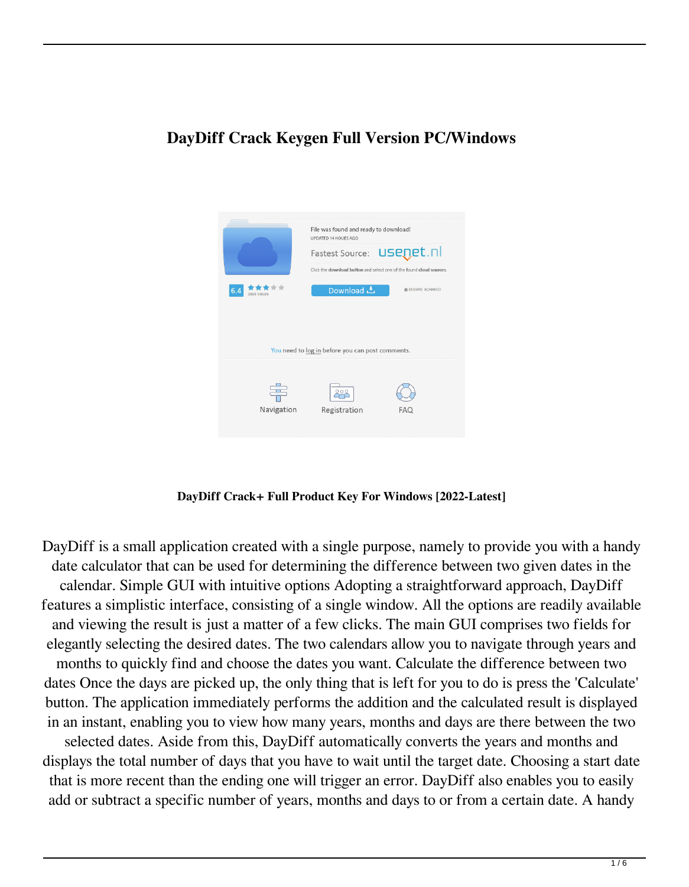# DayDiff Crack Keygen Full Version PC/Windows

**DayDiff Crack+ Full Product Key For Windows [2022-Latest]**

DayDiff is a small application created with a single purpose, namely to provide you with a handy date calculator that can be used for determining the difference between two given dates in the calendar. Simple GUI with intuitive options Adopting a straightforward approach, DayDiff features a simplistic interface, consisting of a single window. All the options are readily available and viewing the result is just a matter of a few clicks. The main GUI comprises two fields for elegantly selecting the desired dates. The two calendars allow you to navigate through years and months to quickly find and choose the dates you want. Calculate the difference between two dates Once the days are picked up, the only thing that is left for you to do is press the 'Calculate' button. The application immediately performs the addition and the calculated result is displayed in an instant, enabling you to view how many years, months and days are there between the two selected dates. Aside from this, DayDiff automatically converts the years and months and displays the total number of days that you have to wait until the target date. Choosing a start date that is more recent than the ending one will trigger an error. DayDiff also enables you to easily add or subtract a specific number of years, months and days to or from a certain date. A handy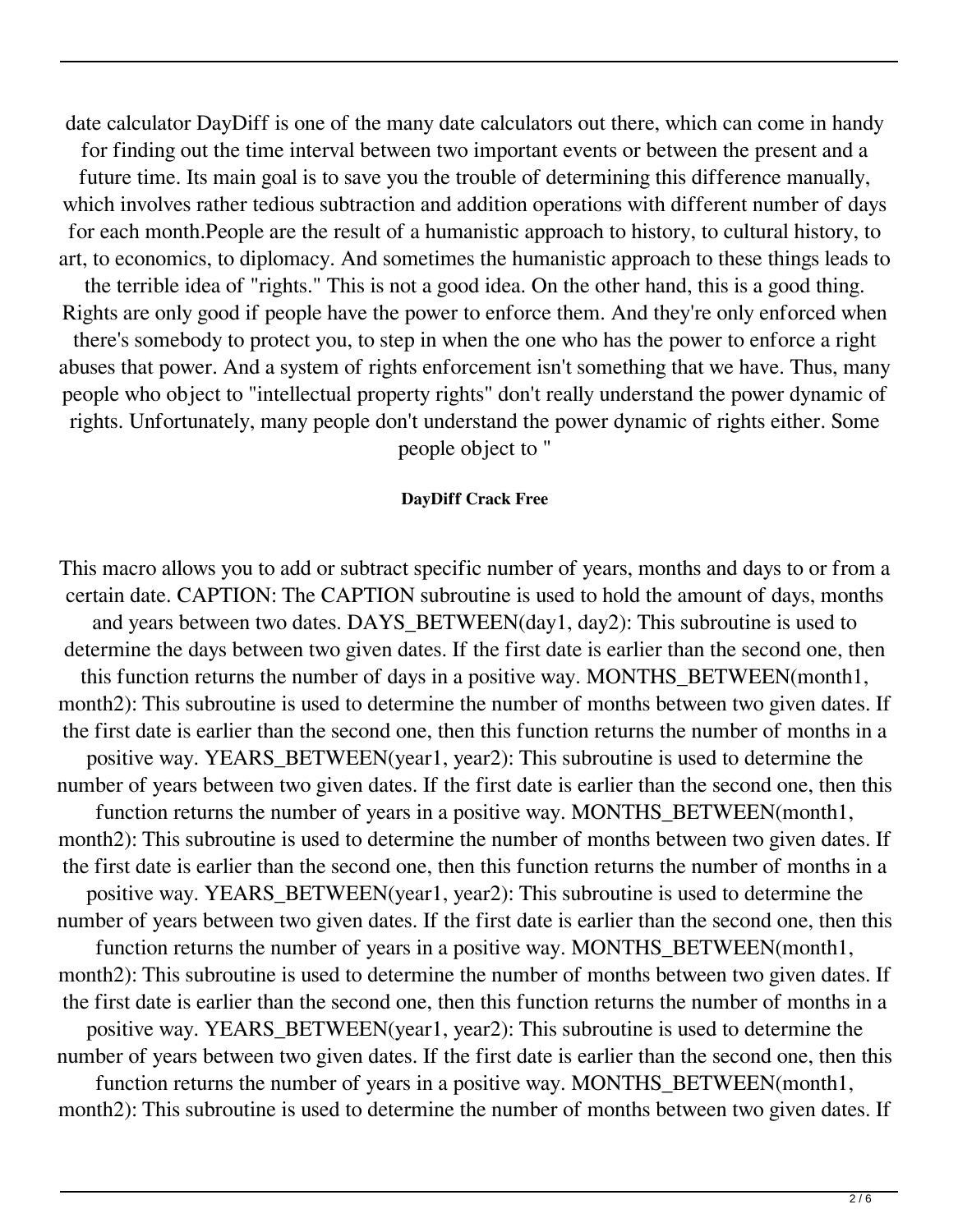date calculator DayDiff is one of the many date calculators out there, which can come in handy for finding out the time interval between two important events or between the present and a future time. Its main goal is to save you the trouble of determining this difference manually, which involves rather tedious subtraction and addition operations with different number of days for each month.People are the result of a humanistic approach to history, to cultural history, to art, to economics, to diplomacy. And sometimes the humanistic approach to these things leads to the terrible idea of "rights." This is not a good idea. On the other hand, this is a good thing. Rights are only good if people have the power to enforce them. And they're only enforced when there's somebody to protect you, to step in when the one who has the power to enforce a right abuses that power. And a system of rights enforcement isn't something that we have. Thus, many people who object to "intellectual property rights" don't really understand the power dynamic of rights. Unfortunately, many people don't understand the power dynamic of rights either. Some people object to "

**DayDiff Crack Free**

This macro allows you to add or subtract specific number of years, months and days to or from a certain date. CAPTION: The CAPTION subroutine is used to hold the amount of days, months and years between two dates. DAYS_BETWEEN(day1, day2): This subroutine is used to determine the days between two given dates. If the first date is earlier than the second one, then this function returns the number of days in a positive way. MONTHS_BETWEEN(month1, month2): This subroutine is used to determine the number of months between two given dates. If the first date is earlier than the second one, then this function returns the number of months in a positive way. YEARS_BETWEEN(year1, year2): This subroutine is used to determine the number of years between two given dates. If the first date is earlier than the second one, then this function returns the number of years in a positive way. MONTHS_BETWEEN(month1, month2): This subroutine is used to determine the number of months between two given dates. If the first date is earlier than the second one, then this function returns the number of months in a positive way. YEARS_BETWEEN(year1, year2): This subroutine is used to determine the number of years between two given dates. If the first date is earlier than the second one, then this function returns the number of years in a positive way. MONTHS_BETWEEN(month1, month2): This subroutine is used to determine the number of months between two given dates. If the first date is earlier than the second one, then this function returns the number of months in a positive way. YEARS_BETWEEN(year1, year2): This subroutine is used to determine the number of years between two given dates. If the first date is earlier than the second one, then this function returns the number of years in a positive way. MONTHS_BETWEEN(month1, month2): This subroutine is used to determine the number of months between two given dates. If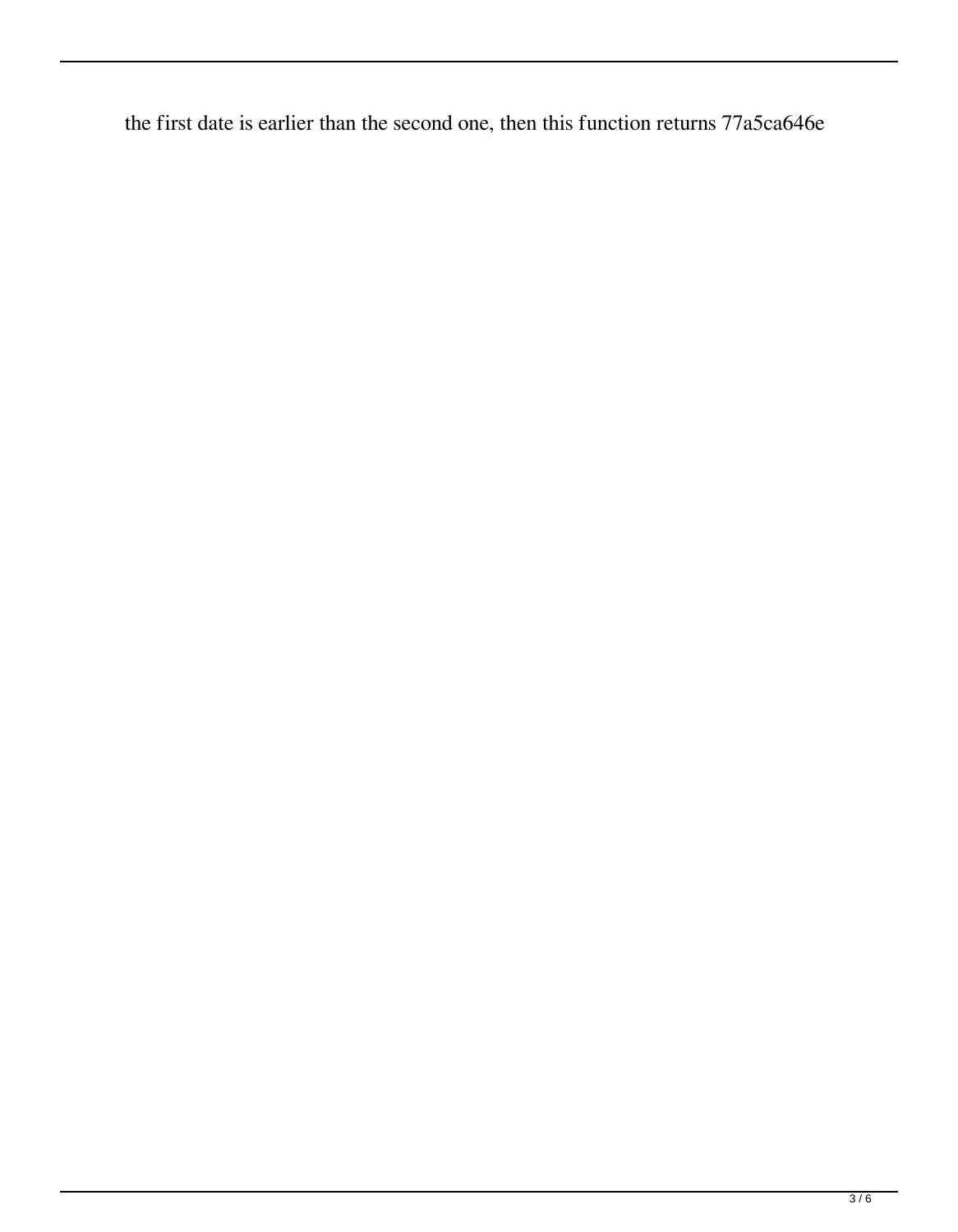the first date is earlier than the second one, then this function returns 77a5ca646e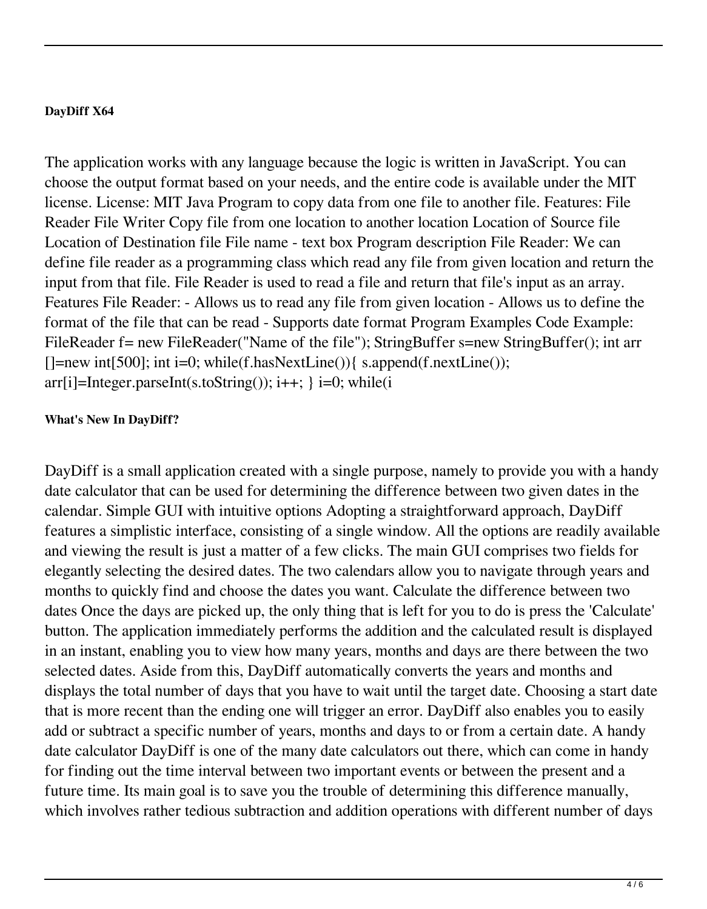**DayDiff X64**

The application works with any language because the logic is written in JavaScript. You can choose the output format based on your needs, and the entire code is available under the MIT license. License: MIT Java Program to copy data from one file to another file. Features: File Reader File Writer Copy file from one location to another location Location of Source file Location of Destination file File name - text box Program description File Reader: We can define file reader as a programming class which read any file from given location and return the input from that file. File Reader is used to read a file and return that file's input as an array. Features File Reader: - Allows us to read any file from given location - Allows us to define the format of the file that can be read - Supports date format Program Examples Code Example: FileReader f= new FileReader("Name of the file"); StringBuffer s=new StringBuffer(); int arr []=new int[500]; int i=0; while(f.hasNextLine()){ s.append(f.nextLine()); arr[i]=Integer.parseInt(s.toString()); i++; } i=0; while(i

**What's New In DayDiff?**

DayDiff is a small application created with a single purpose, namely to provide you with a handy date calculator that can be used for determining the difference between two given dates in the calendar. Simple GUI with intuitive options Adopting a straightforward approach, DayDiff features a simplistic interface, consisting of a single window. All the options are readily available and viewing the result is just a matter of a few clicks. The main GUI comprises two fields for elegantly selecting the desired dates. The two calendars allow you to navigate through years and months to quickly find and choose the dates you want. Calculate the difference between two dates Once the days are picked up, the only thing that is left for you to do is press the 'Calculate' button. The application immediately performs the addition and the calculated result is displayed in an instant, enabling you to view how many years, months and days are there between the two selected dates. Aside from this, DayDiff automatically converts the years and months and displays the total number of days that you have to wait until the target date. Choosing a start date that is more recent than the ending one will trigger an error. DayDiff also enables you to easily add or subtract a specific number of years, months and days to or from a certain date. A handy date calculator DayDiff is one of the many date calculators out there, which can come in handy for finding out the time interval between two important events or between the present and a future time. Its main goal is to save you the trouble of determining this difference manually, which involves rather tedious subtraction and addition operations with different number of days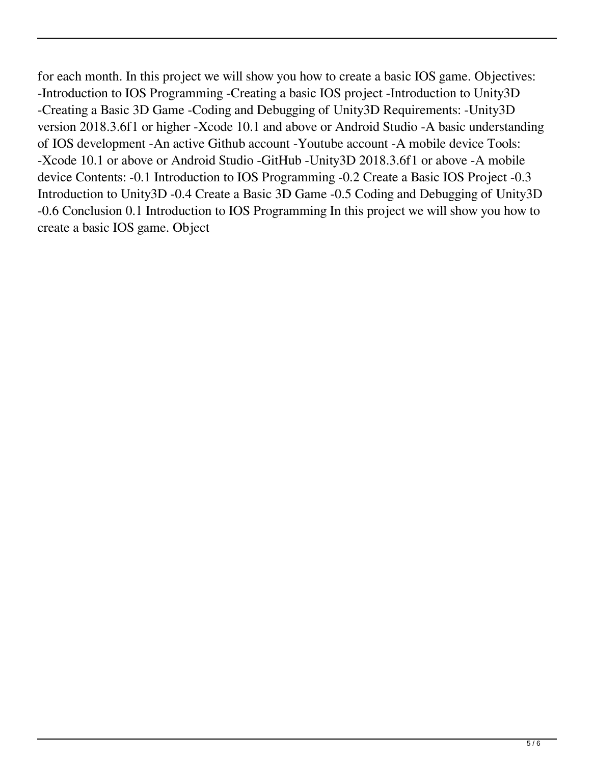for each month. In this project we will show you how to create a basic IOS game. Objectives: -Introduction to IOS Programming -Creating a basic IOS project -Introduction to Unity3D -Creating a Basic 3D Game -Coding and Debugging of Unity3D Requirements: -Unity3D version 2018.3.6f1 or higher -Xcode 10.1 and above or Android Studio -A basic understanding of IOS development -An active Github account -Youtube account -A mobile device Tools: -Xcode 10.1 or above or Android Studio -GitHub -Unity3D 2018.3.6f1 or above -A mobile device Contents: -0.1 Introduction to IOS Programming -0.2 Create a Basic IOS Project -0.3 Introduction to Unity3D -0.4 Create a Basic 3D Game -0.5 Coding and Debugging of Unity3D -0.6 Conclusion 0.1 Introduction to IOS Programming In this project we will show you how to create a basic IOS game. Object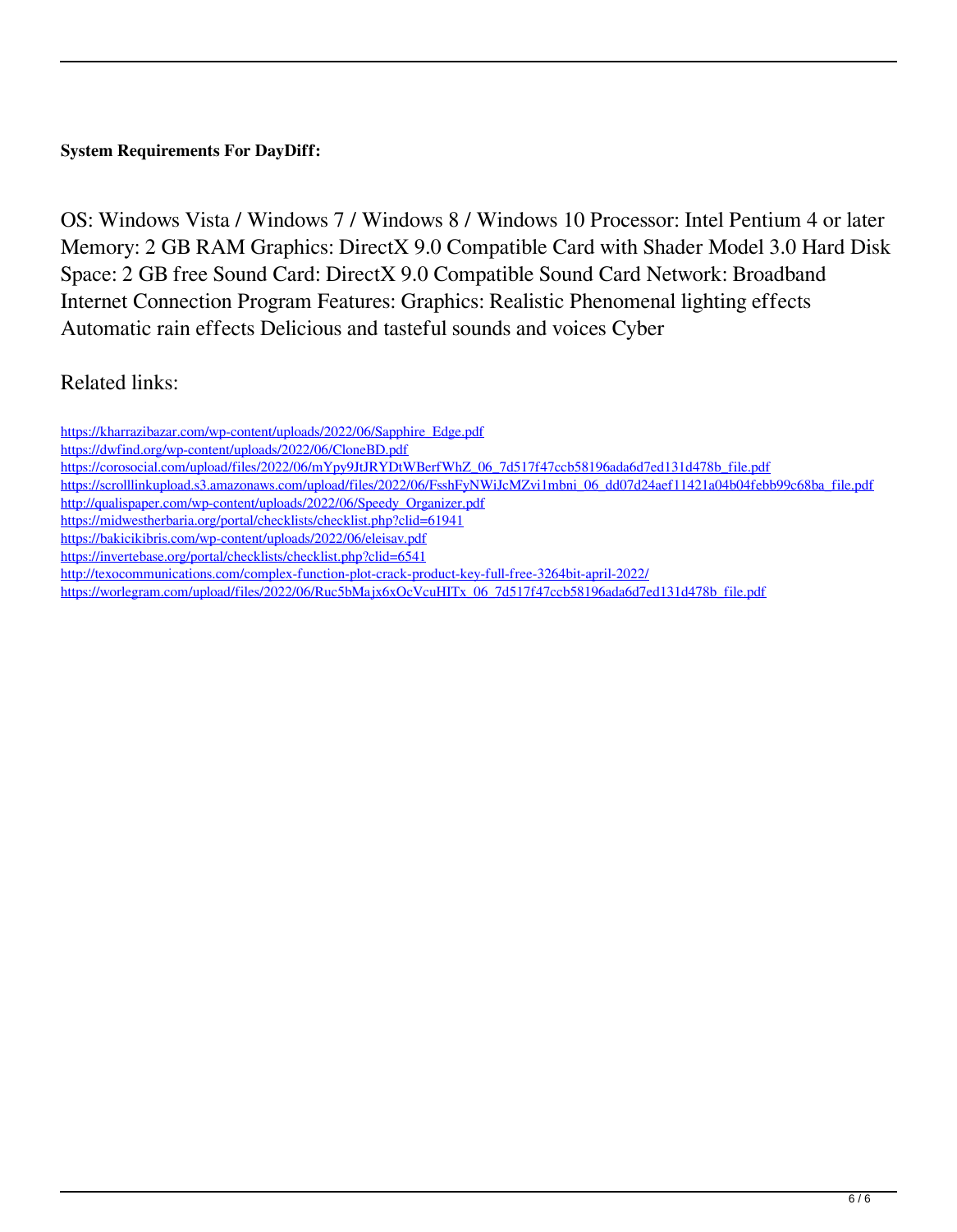**System Requirements For DayDiff:**

OS: Windows Vista / Windows 7 / Windows 8 / Windows 10 Processor: Intel Pentium 4 or later Memory: 2 GB RAM Graphics: DirectX 9.0 Compatible Card with Shader Model 3.0 Hard Disk Space: 2 GB free Sound Card: DirectX 9.0 Compatible Sound Card Network: Broadband Internet Connection Program Features: Graphics: Realistic Phenomenal lighting effects Automatic rain effects Delicious and tasteful sounds and voices Cyber

Related links:

https://kharrazibazar.com/wp-content/uploads/2022/06/Sapphire_Edge.pdf
https://dwfind.org/wp-content/uploads/2022/06/CloneBD.pdf
https://corosocial.com/upload/files/2022/06/mYpy9JtJRYDtWBerfWhZ_06_7d517f47ccb58196ada6d7ed131d478b_file.pdf
https://scrolllinkupload.s3.amazonaws.com/upload/files/2022/06/FsshFyNWiJcMZvi1mbni_06_dd07d24aef11421a04b04febb99c68ba_file.pdf
http://qualispaper.com/wp-content/uploads/2022/06/Speedy_Organizer.pdf
https://midwestherbaria.org/portal/checklists/checklist.php?clid=61941
https://bakicikibris.com/wp-content/uploads/2022/06/eleisav.pdf
https://invertebase.org/portal/checklists/checklist.php?clid=6541
http://texocommunications.com/complex-function-plot-crack-product-key-full-free-3264bit-april-2022/
https://worlegram.com/upload/files/2022/06/Ruc5bMajx6xOcVcuHITx_06_7d517f47ccb58196ada6d7ed131d478b_file.pdf